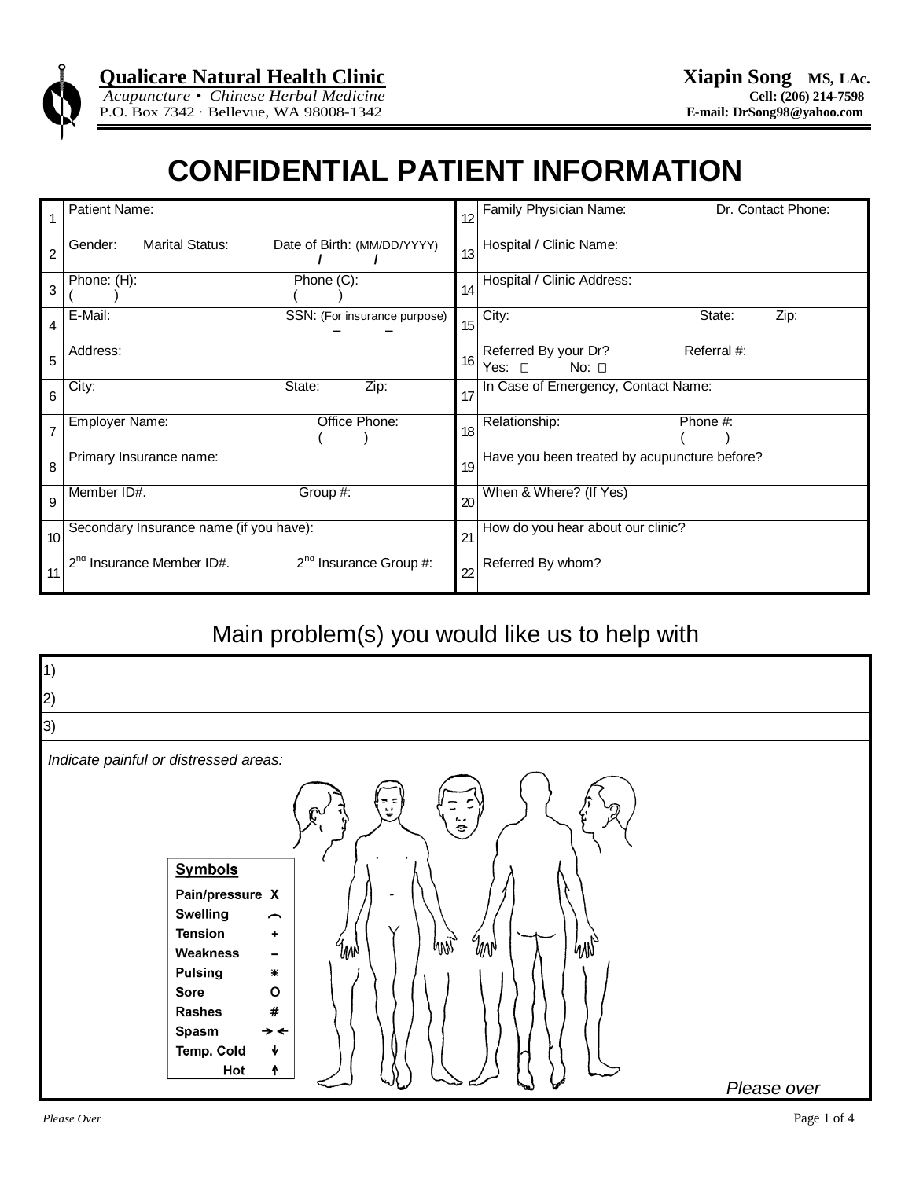**Qualicare Natural Health Clinic**
*Acupuncture • Chinese Herbal Medicine*
P.O. Box 7342 · Bellevue, WA 98008-1342

**Xiapin Song MS, LAc.**
**Cell: (206) 214-7598**
**E-mail: DrSong98@yahoo.com**

# CONFIDENTIAL PATIENT INFORMATION

| # | | # | |
|---|---|---|---|
| 1 | Patient Name: | 12 | Family Physician Name: Dr. Contact Phone: |
| 2 | Gender: Marital Status: Date of Birth: (MM/DD/YYYY) / / | 13 | Hospital / Clinic Name: |
| 3 | Phone: (H): ( ) Phone (C): ( ) | 14 | Hospital / Clinic Address: |
| 4 | E-Mail: SSN: (For insurance purpose) – – | 15 | City: State: Zip: |
| 5 | Address: | 16 | Referred By your Dr? Yes: ☐ No: ☐ Referral #: |
| 6 | City: State: Zip: | 17 | In Case of Emergency, Contact Name: |
| 7 | Employer Name: Office Phone: ( ) | 18 | Relationship: Phone #: ( ) |
| 8 | Primary Insurance name: | 19 | Have you been treated by acupuncture before? |
| 9 | Member ID#. Group #: | 20 | When & Where? (If Yes) |
| 10 | Secondary Insurance name (if you have): | 21 | How do you hear about our clinic? |
| 11 | 2nd Insurance Member ID#. 2nd Insurance Group #: | 22 | Referred By whom? |

## Main problem(s) you would like us to help with

1)

2)

3)

*Indicate painful or distressed areas:*

**Symbols**

| Symbol name | Symbol |
|---|---|
| **Pain/pressure** | X |
| **Swelling** | ⌒ |
| **Tension** | + |
| **Weakness** | – |
| **Pulsing** | ✳ |
| **Sore** | O |
| **Rashes** | # |
| **Spasm** | → ← |
| **Temp. Cold** | ↓ |
| **Hot** | ↑ |

*Please over*

*Please Over*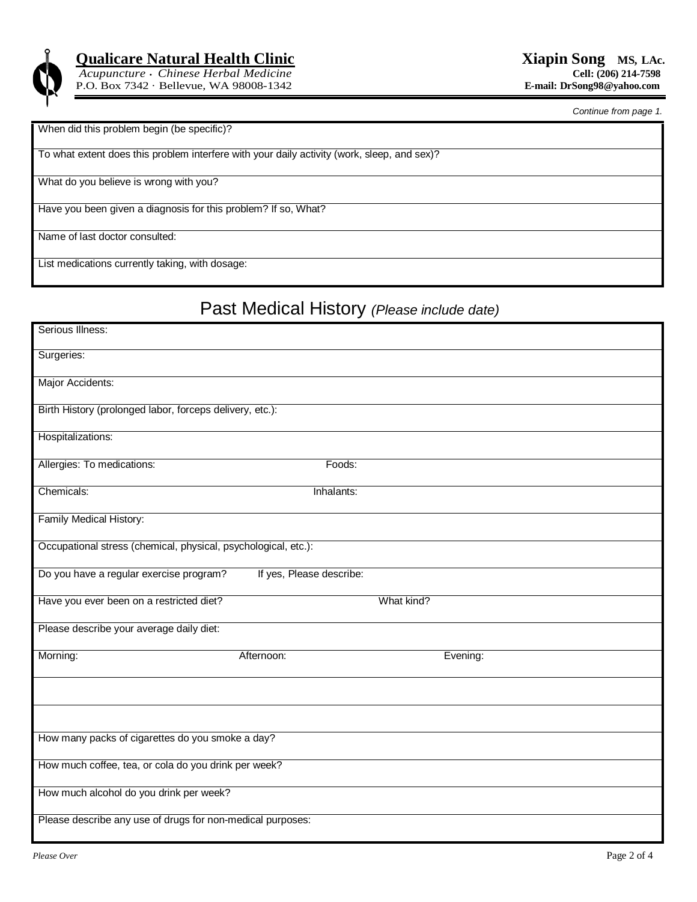**Qualicare Natural Health Clinic**
*Acupuncture · Chinese Herbal Medicine*
P.O. Box 7342 · Bellevue, WA 98008-1342

**Xiapin Song MS, LAc.**
**Cell: (206) 214-7598**
**E-mail: DrSong98@yahoo.com**

*Continue from page 1.*

When did this problem begin (be specific)?

To what extent does this problem interfere with your daily activity (work, sleep, and sex)?

What do you believe is wrong with you?

Have you been given a diagnosis for this problem? If so, What?

Name of last doctor consulted:

List medications currently taking, with dosage:

## Past Medical History *(Please include date)*

Serious Illness:

Surgeries:

Major Accidents:

Birth History (prolonged labor, forceps delivery, etc.):

Hospitalizations:

Allergies: To medications: Foods:

Chemicals: Inhalants:

Family Medical History:

Occupational stress (chemical, physical, psychological, etc.):

Do you have a regular exercise program? If yes, Please describe:

Have you ever been on a restricted diet? What kind?

Please describe your average daily diet:

Morning: Afternoon: Evening:

How many packs of cigarettes do you smoke a day?

How much coffee, tea, or cola do you drink per week?

How much alcohol do you drink per week?

Please describe any use of drugs for non-medical purposes:

*Please Over*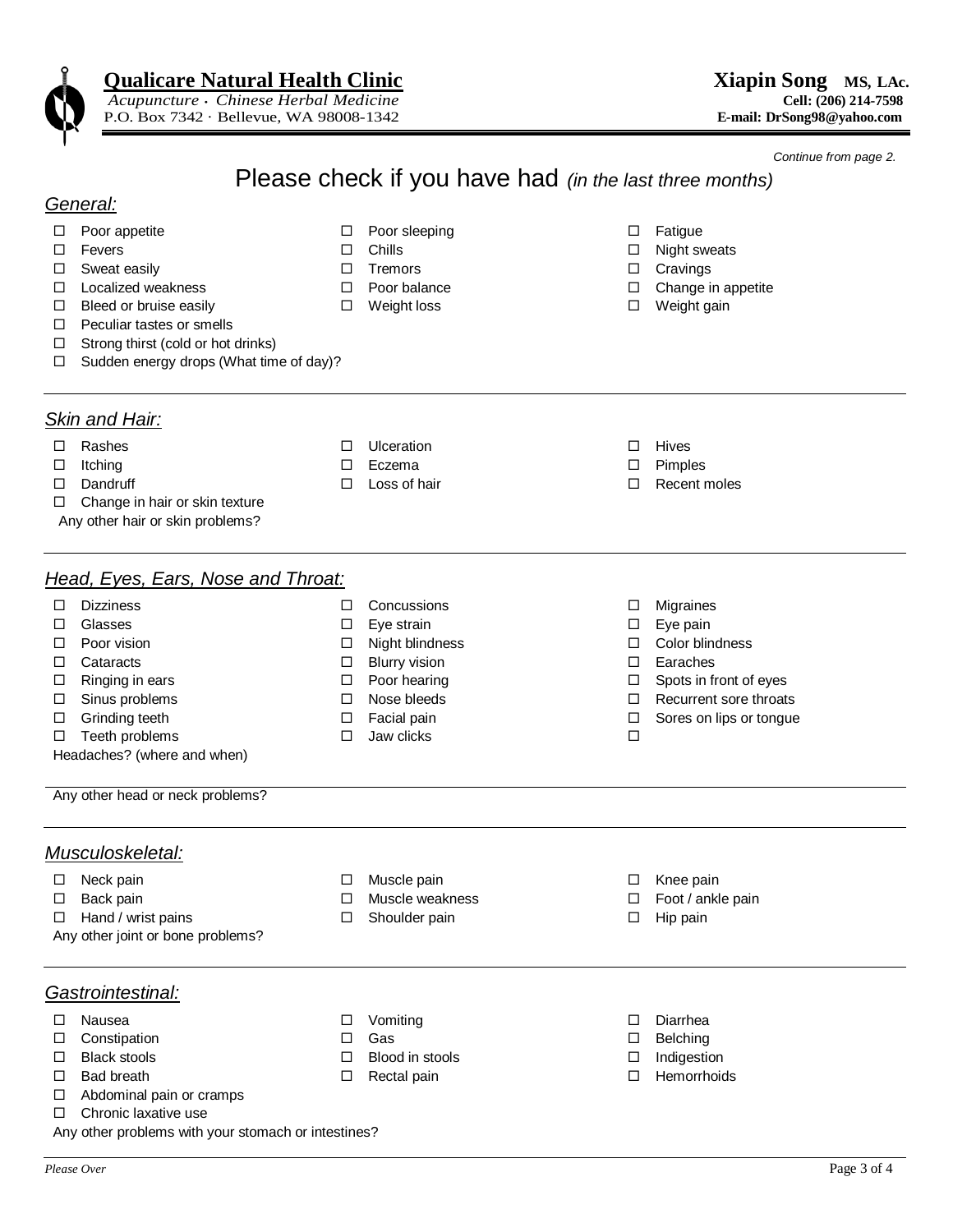**Qualicare Natural Health Clinic**
*Acupuncture · Chinese Herbal Medicine*
P.O. Box 7342 · Bellevue, WA 98008-1342

**Xiapin Song MS, LAc.**
**Cell: (206) 214-7598**
**E-mail: DrSong98@yahoo.com**

*Continue from page 2.*

# Please check if you have had *(in the last three months)*

## *General:*

- ☐ Poor appetite
- ☐ Poor sleeping
- ☐ Fatigue
- ☐ Fevers
- ☐ Chills
- ☐ Night sweats
- ☐ Sweat easily
- ☐ Tremors
- ☐ Cravings
- ☐ Localized weakness
- ☐ Poor balance
- ☐ Change in appetite
- ☐ Bleed or bruise easily
- ☐ Weight loss
- ☐ Weight gain
- ☐ Peculiar tastes or smells
- ☐ Strong thirst (cold or hot drinks)
- ☐ Sudden energy drops (What time of day)?

## *Skin and Hair:*

- ☐ Rashes
- ☐ Ulceration
- ☐ Hives
- ☐ Itching
- ☐ Eczema
- ☐ Pimples
- ☐ Dandruff
- ☐ Loss of hair
- ☐ Recent moles
- ☐ Change in hair or skin texture

Any other hair or skin problems?

## *Head, Eyes, Ears, Nose and Throat:*

- ☐ Dizziness
- ☐ Concussions
- ☐ Migraines
- ☐ Glasses
- ☐ Eye strain
- ☐ Eye pain
- ☐ Poor vision
- ☐ Night blindness
- ☐ Color blindness
- ☐ Cataracts
- ☐ Blurry vision
- ☐ Earaches
- ☐ Ringing in ears
- ☐ Poor hearing
- ☐ Spots in front of eyes
- ☐ Sinus problems
- ☐ Nose bleeds
- ☐ Recurrent sore throats
- ☐ Grinding teeth
- ☐ Facial pain
- ☐ Sores on lips or tongue
- ☐ Teeth problems
- ☐ Jaw clicks
- ☐

Headaches? (where and when)

Any other head or neck problems?

## *Musculoskeletal:*

- ☐ Neck pain
- ☐ Muscle pain
- ☐ Knee pain
- ☐ Back pain
- ☐ Muscle weakness
- ☐ Foot / ankle pain
- ☐ Hand / wrist pains
- ☐ Shoulder pain
- ☐ Hip pain

Any other joint or bone problems?

## *Gastrointestinal:*

- ☐ Nausea
- ☐ Vomiting
- ☐ Diarrhea
- ☐ Constipation
- ☐ Gas
- ☐ Belching
- ☐ Black stools
- ☐ Blood in stools
- ☐ Indigestion
- ☐ Bad breath
- ☐ Rectal pain
- ☐ Hemorrhoids
- ☐ Abdominal pain or cramps
- ☐ Chronic laxative use

Any other problems with your stomach or intestines?

*Please Over*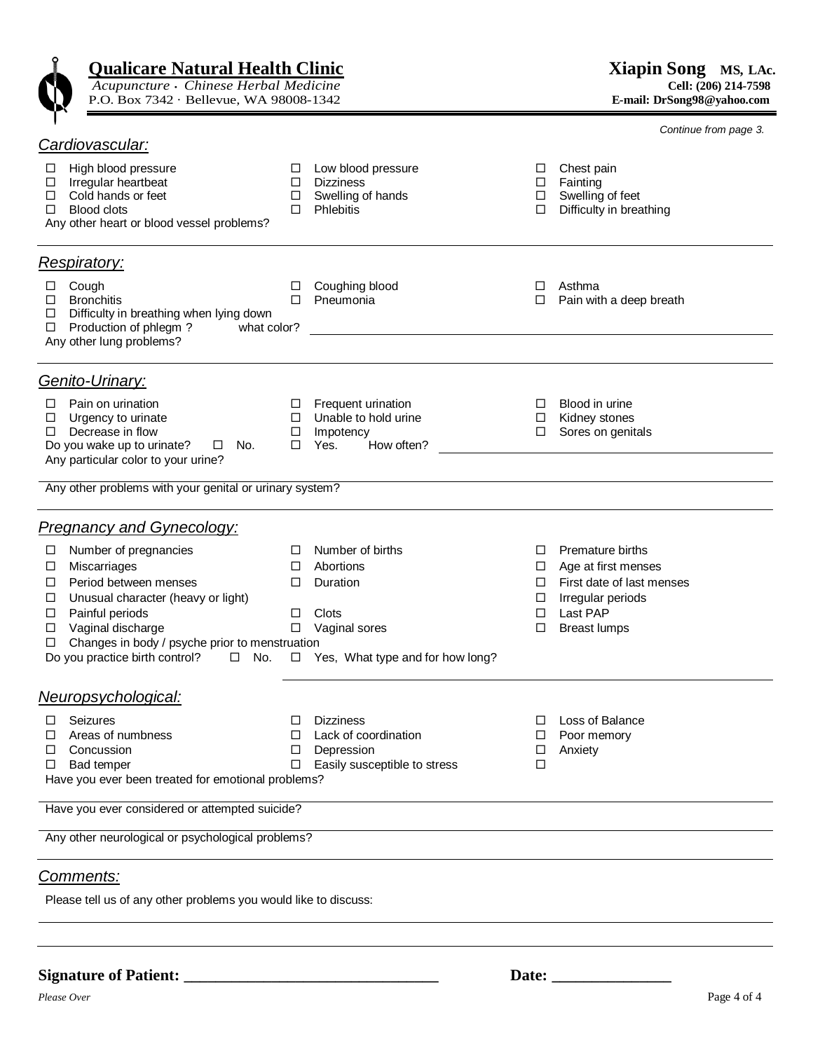**Qualicare Natural Health Clinic**
*Acupuncture · Chinese Herbal Medicine*
P.O. Box 7342 · Bellevue, WA 98008-1342

**Xiapin Song MS, LAc.**
**Cell: (206) 214-7598**
**E-mail: DrSong98@yahoo.com**

*Continue from page 3.*

## *Cardiovascular:*

| | | |
|---|---|---|
| ☐ High blood pressure | ☐ Low blood pressure | ☐ Chest pain |
| ☐ Irregular heartbeat | ☐ Dizziness | ☐ Fainting |
| ☐ Cold hands or feet | ☐ Swelling of hands | ☐ Swelling of feet |
| ☐ Blood clots | ☐ Phlebitis | ☐ Difficulty in breathing |

Any other heart or blood vessel problems?

## *Respiratory:*

| | | |
|---|---|---|
| ☐ Cough | ☐ Coughing blood | ☐ Asthma |
| ☐ Bronchitis | ☐ Pneumonia | ☐ Pain with a deep breath |

☐ Difficulty in breathing when lying down

☐ Production of phlegm ? what color? ______

Any other lung problems?

## *Genito-Urinary:*

| | | |
|---|---|---|
| ☐ Pain on urination | ☐ Frequent urination | ☐ Blood in urine |
| ☐ Urgency to urinate | ☐ Unable to hold urine | ☐ Kidney stones |
| ☐ Decrease in flow | ☐ Impotency | ☐ Sores on genitals |

Do you wake up to urinate? ☐ No. ☐ Yes. How often? ______

Any particular color to your urine?

Any other problems with your genital or urinary system?

## *Pregnancy and Gynecology:*

| | | |
|---|---|---|
| ☐ Number of pregnancies | ☐ Number of births | ☐ Premature births |
| ☐ Miscarriages | ☐ Abortions | ☐ Age at first menses |
| ☐ Period between menses | ☐ Duration | ☐ First date of last menses |
| ☐ Unusual character (heavy or light) | | ☐ Irregular periods |
| ☐ Painful periods | ☐ Clots | ☐ Last PAP |
| ☐ Vaginal discharge | ☐ Vaginal sores | ☐ Breast lumps |

☐ Changes in body / psyche prior to menstruation

Do you practice birth control? ☐ No. ☐ Yes, What type and for how long? ______

## *Neuropsychological:*

| | | |
|---|---|---|
| ☐ Seizures | ☐ Dizziness | ☐ Loss of Balance |
| ☐ Areas of numbness | ☐ Lack of coordination | ☐ Poor memory |
| ☐ Concussion | ☐ Depression | ☐ Anxiety |
| ☐ Bad temper | ☐ Easily susceptible to stress | ☐ |

Have you ever been treated for emotional problems?

Have you ever considered or attempted suicide?

Any other neurological or psychological problems?

## *Comments:*

Please tell us of any other problems you would like to discuss:

**Signature of Patient: ________________________________** **Date: _______________**

*Please Over*